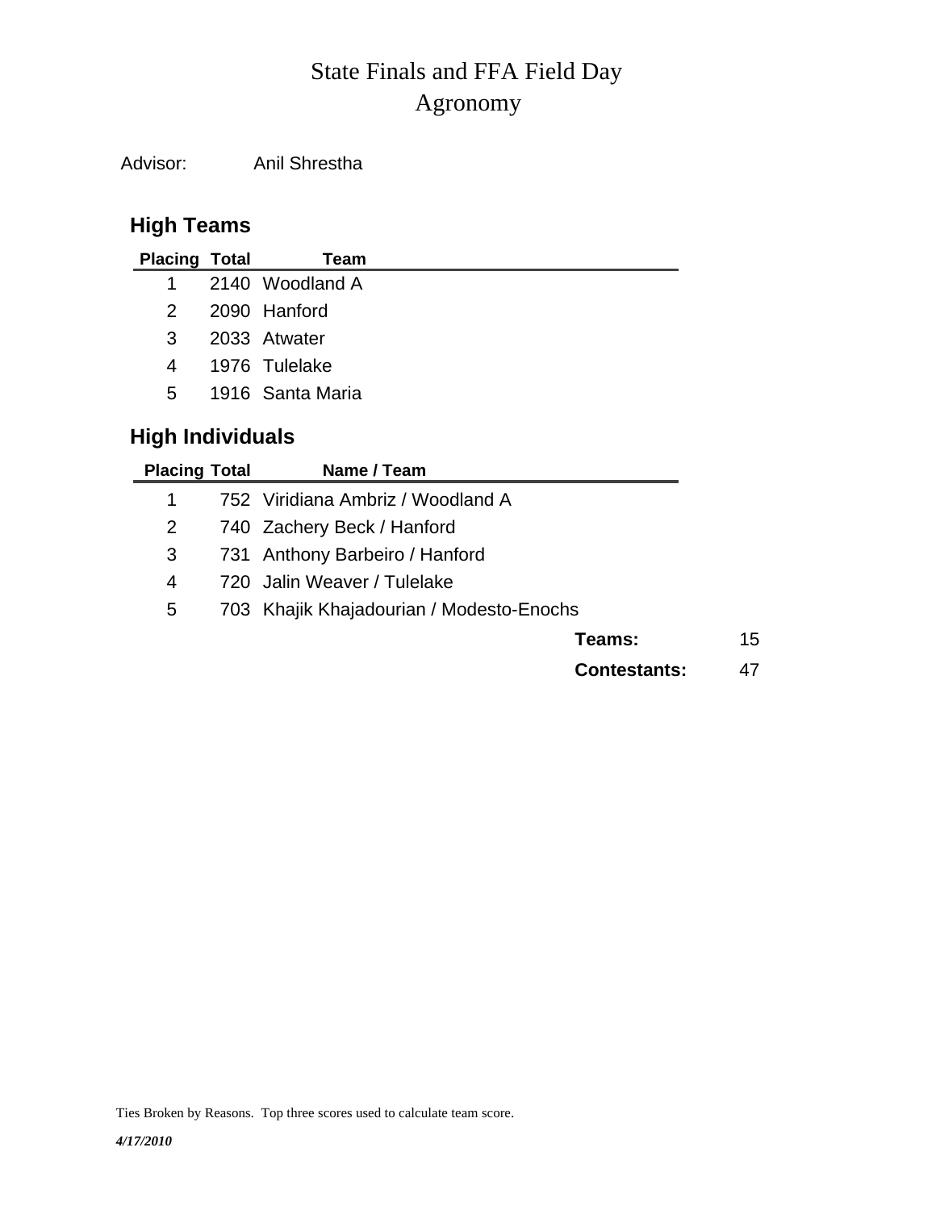# State Finals and FFA Field Day
## Agronomy

Advisor: Anil Shrestha

### High Teams

| Placing | Total | Team |
|---|---|---|
| 1 | 2140 | Woodland A |
| 2 | 2090 | Hanford |
| 3 | 2033 | Atwater |
| 4 | 1976 | Tulelake |
| 5 | 1916 | Santa Maria |

### High Individuals

| Placing | Total | Name / Team |
|---|---|---|
| 1 | 752 | Viridiana Ambriz / Woodland A |
| 2 | 740 | Zachery Beck / Hanford |
| 3 | 731 | Anthony Barbeiro / Hanford |
| 4 | 720 | Jalin Weaver / Tulelake |
| 5 | 703 | Khajik Khajadourian / Modesto-Enochs |

**Teams:** 15

**Contestants:** 47

Ties Broken by Reasons. Top three scores used to calculate team score.

*4/17/2010*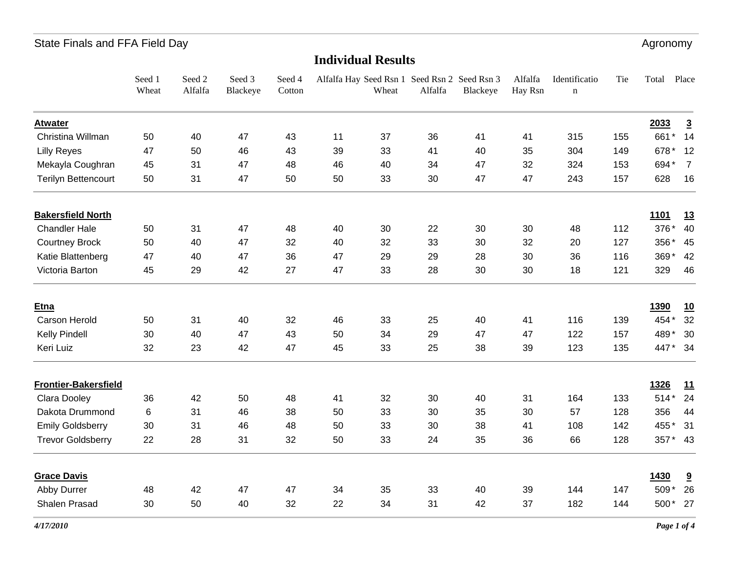State Finals and FFA Field Day — Agronomy

## Individual Results

| | Seed 1 Wheat | Seed 2 Alfalfa | Seed 3 Blackeye | Seed 4 Cotton | Alfalfa Hay | Seed Rsn 1 Wheat | Seed Rsn 2 Alfalfa | Seed Rsn 3 Blackeye | Alfalfa Hay Rsn | Identification | Tie | Total | Place |
|---|---|---|---|---|---|---|---|---|---|---|---|---|---|
| **Atwater** | | | | | | | | | | | | **2033** | **3** |
| Christina Willman | 50 | 40 | 47 | 43 | 11 | 37 | 36 | 41 | 41 | 315 | 155 | 661 * | 14 |
| Lilly Reyes | 47 | 50 | 46 | 43 | 39 | 33 | 41 | 40 | 35 | 304 | 149 | 678 * | 12 |
| Mekayla Coughran | 45 | 31 | 47 | 48 | 46 | 40 | 34 | 47 | 32 | 324 | 153 | 694 * | 7 |
| Terilyn Bettencourt | 50 | 31 | 47 | 50 | 50 | 33 | 30 | 47 | 47 | 243 | 157 | 628 | 16 |
| **Bakersfield North** | | | | | | | | | | | | **1101** | **13** |
| Chandler Hale | 50 | 31 | 47 | 48 | 40 | 30 | 22 | 30 | 30 | 48 | 112 | 376 * | 40 |
| Courtney Brock | 50 | 40 | 47 | 32 | 40 | 32 | 33 | 30 | 32 | 20 | 127 | 356 * | 45 |
| Katie Blattenberg | 47 | 40 | 47 | 36 | 47 | 29 | 29 | 28 | 30 | 36 | 116 | 369 * | 42 |
| Victoria Barton | 45 | 29 | 42 | 27 | 47 | 33 | 28 | 30 | 30 | 18 | 121 | 329 | 46 |
| **Etna** | | | | | | | | | | | | **1390** | **10** |
| Carson Herold | 50 | 31 | 40 | 32 | 46 | 33 | 25 | 40 | 41 | 116 | 139 | 454 * | 32 |
| Kelly Pindell | 30 | 40 | 47 | 43 | 50 | 34 | 29 | 47 | 47 | 122 | 157 | 489 * | 30 |
| Keri Luiz | 32 | 23 | 42 | 47 | 45 | 33 | 25 | 38 | 39 | 123 | 135 | 447 * | 34 |
| **Frontier-Bakersfield** | | | | | | | | | | | | **1326** | **11** |
| Clara Dooley | 36 | 42 | 50 | 48 | 41 | 32 | 30 | 40 | 31 | 164 | 133 | 514 * | 24 |
| Dakota Drummond | 6 | 31 | 46 | 38 | 50 | 33 | 30 | 35 | 30 | 57 | 128 | 356 | 44 |
| Emily Goldsberry | 30 | 31 | 46 | 48 | 50 | 33 | 30 | 38 | 41 | 108 | 142 | 455 * | 31 |
| Trevor Goldsberry | 22 | 28 | 31 | 32 | 50 | 33 | 24 | 35 | 36 | 66 | 128 | 357 * | 43 |
| **Grace Davis** | | | | | | | | | | | | **1430** | **9** |
| Abby Durrer | 48 | 42 | 47 | 47 | 34 | 35 | 33 | 40 | 39 | 144 | 147 | 509 * | 26 |
| Shalen Prasad | 30 | 50 | 40 | 32 | 22 | 34 | 31 | 42 | 37 | 182 | 144 | 500 * | 27 |

*4/17/2010*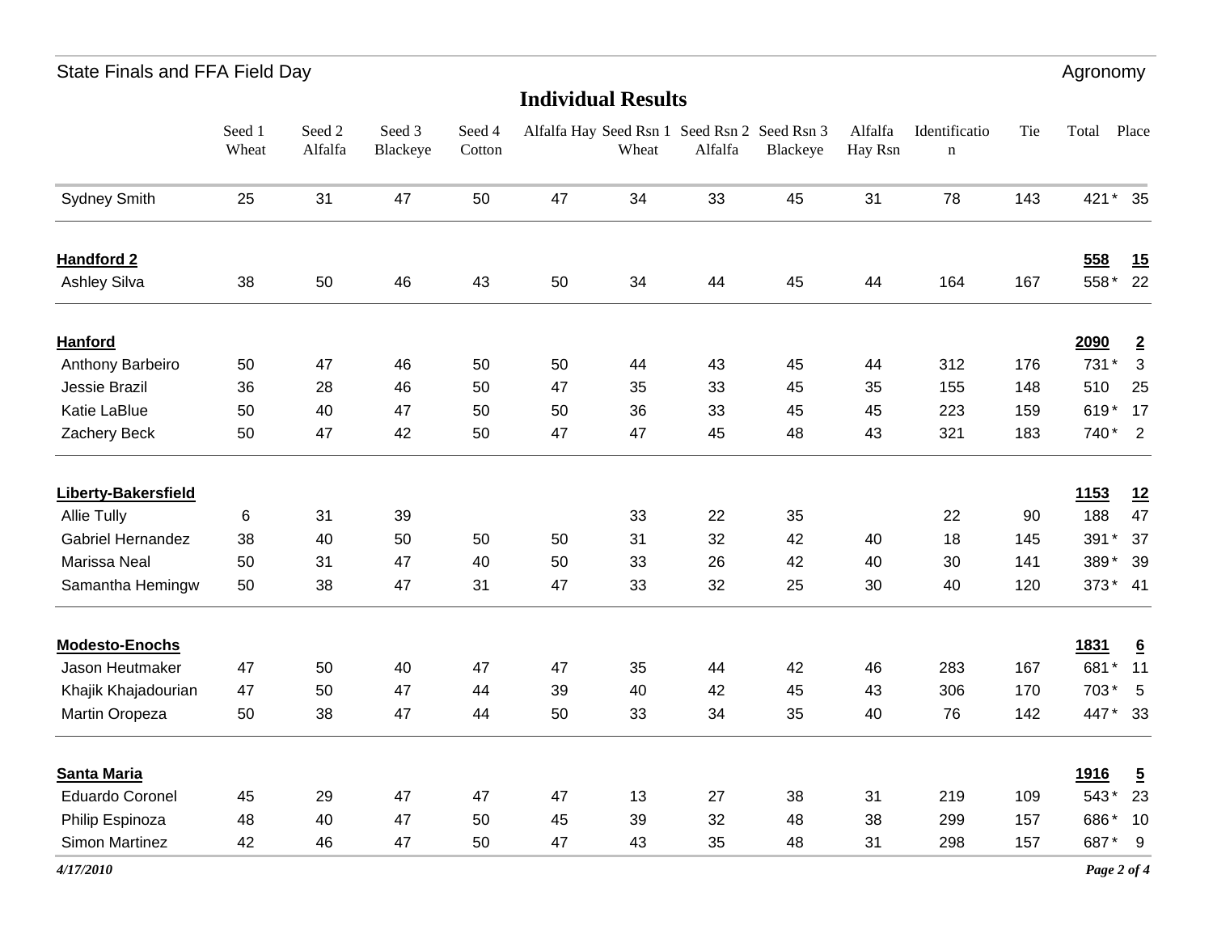## Individual Results

| | Seed 1 Wheat | Seed 2 Alfalfa | Seed 3 Blackeye | Seed 4 Cotton | Alfalfa Hay | Seed Rsn 1 Wheat | Seed Rsn 2 Alfalfa | Seed Rsn 3 Blackeye | Alfalfa Hay Rsn | Identification | Tie | Total | Place |
|---|---|---|---|---|---|---|---|---|---|---|---|---|---|
| Sydney Smith | 25 | 31 | 47 | 50 | 47 | 34 | 33 | 45 | 31 | 78 | 143 | 421 * | 35 |
| **Handford 2** | | | | | | | | | | | | **558** | **15** |
| Ashley Silva | 38 | 50 | 46 | 43 | 50 | 34 | 44 | 45 | 44 | 164 | 167 | 558 * | 22 |
| **Hanford** | | | | | | | | | | | | **2090** | **2** |
| Anthony Barbeiro | 50 | 47 | 46 | 50 | 50 | 44 | 43 | 45 | 44 | 312 | 176 | 731 * | 3 |
| Jessie Brazil | 36 | 28 | 46 | 50 | 47 | 35 | 33 | 45 | 35 | 155 | 148 | 510 | 25 |
| Katie LaBlue | 50 | 40 | 47 | 50 | 50 | 36 | 33 | 45 | 45 | 223 | 159 | 619 * | 17 |
| Zachery Beck | 50 | 47 | 42 | 50 | 47 | 47 | 45 | 48 | 43 | 321 | 183 | 740 * | 2 |
| **Liberty-Bakersfield** | | | | | | | | | | | | **1153** | **12** |
| Allie Tully | 6 | 31 | 39 | | | 33 | 22 | 35 | | 22 | 90 | 188 | 47 |
| Gabriel Hernandez | 38 | 40 | 50 | 50 | 50 | 31 | 32 | 42 | 40 | 18 | 145 | 391 * | 37 |
| Marissa Neal | 50 | 31 | 47 | 40 | 50 | 33 | 26 | 42 | 40 | 30 | 141 | 389 * | 39 |
| Samantha Hemingw | 50 | 38 | 47 | 31 | 47 | 33 | 32 | 25 | 30 | 40 | 120 | 373 * | 41 |
| **Modesto-Enochs** | | | | | | | | | | | | **1831** | **6** |
| Jason Heutmaker | 47 | 50 | 40 | 47 | 47 | 35 | 44 | 42 | 46 | 283 | 167 | 681 * | 11 |
| Khajik Khajadourian | 47 | 50 | 47 | 44 | 39 | 40 | 42 | 45 | 43 | 306 | 170 | 703 * | 5 |
| Martin Oropeza | 50 | 38 | 47 | 44 | 50 | 33 | 34 | 35 | 40 | 76 | 142 | 447 * | 33 |
| **Santa Maria** | | | | | | | | | | | | **1916** | **5** |
| Eduardo Coronel | 45 | 29 | 47 | 47 | 47 | 13 | 27 | 38 | 31 | 219 | 109 | 543 * | 23 |
| Philip Espinoza | 48 | 40 | 47 | 50 | 45 | 39 | 32 | 48 | 38 | 299 | 157 | 686 * | 10 |
| Simon Martinez | 42 | 46 | 47 | 50 | 47 | 43 | 35 | 48 | 31 | 298 | 157 | 687 * | 9 |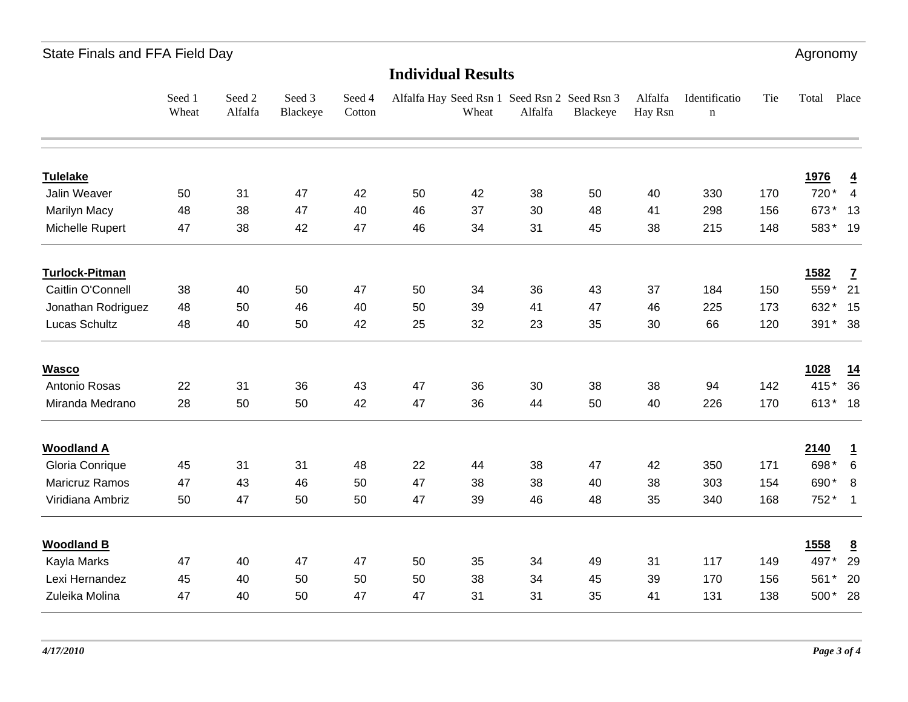## Individual Results

| | Seed 1 Wheat | Seed 2 Alfalfa | Seed 3 Blackeye | Seed 4 Cotton | Alfalfa Hay | Seed Rsn 1 Wheat | Seed Rsn 2 Alfalfa | Seed Rsn 3 Blackeye | Alfalfa Hay Rsn | Identification | Tie | Total | Place |
|---|---|---|---|---|---|---|---|---|---|---|---|---|---|
| **Tulelake** | | | | | | | | | | | | **1976** | **4** |
| Jalin Weaver | 50 | 31 | 47 | 42 | 50 | 42 | 38 | 50 | 40 | 330 | 170 | 720 * | 4 |
| Marilyn Macy | 48 | 38 | 47 | 40 | 46 | 37 | 30 | 48 | 41 | 298 | 156 | 673 * | 13 |
| Michelle Rupert | 47 | 38 | 42 | 47 | 46 | 34 | 31 | 45 | 38 | 215 | 148 | 583 * | 19 |
| **Turlock-Pitman** | | | | | | | | | | | | **1582** | **7** |
| Caitlin O'Connell | 38 | 40 | 50 | 47 | 50 | 34 | 36 | 43 | 37 | 184 | 150 | 559 * | 21 |
| Jonathan Rodriguez | 48 | 50 | 46 | 40 | 50 | 39 | 41 | 47 | 46 | 225 | 173 | 632 * | 15 |
| Lucas Schultz | 48 | 40 | 50 | 42 | 25 | 32 | 23 | 35 | 30 | 66 | 120 | 391 * | 38 |
| **Wasco** | | | | | | | | | | | | **1028** | **14** |
| Antonio Rosas | 22 | 31 | 36 | 43 | 47 | 36 | 30 | 38 | 38 | 94 | 142 | 415 * | 36 |
| Miranda Medrano | 28 | 50 | 50 | 42 | 47 | 36 | 44 | 50 | 40 | 226 | 170 | 613 * | 18 |
| **Woodland A** | | | | | | | | | | | | **2140** | **1** |
| Gloria Conrique | 45 | 31 | 31 | 48 | 22 | 44 | 38 | 47 | 42 | 350 | 171 | 698 * | 6 |
| Maricruz Ramos | 47 | 43 | 46 | 50 | 47 | 38 | 38 | 40 | 38 | 303 | 154 | 690 * | 8 |
| Viridiana Ambriz | 50 | 47 | 50 | 50 | 47 | 39 | 46 | 48 | 35 | 340 | 168 | 752 * | 1 |
| **Woodland B** | | | | | | | | | | | | **1558** | **8** |
| Kayla Marks | 47 | 40 | 47 | 47 | 50 | 35 | 34 | 49 | 31 | 117 | 149 | 497 * | 29 |
| Lexi Hernandez | 45 | 40 | 50 | 50 | 50 | 38 | 34 | 45 | 39 | 170 | 156 | 561 * | 20 |
| Zuleika Molina | 47 | 40 | 50 | 47 | 47 | 31 | 31 | 35 | 41 | 131 | 138 | 500 * | 28 |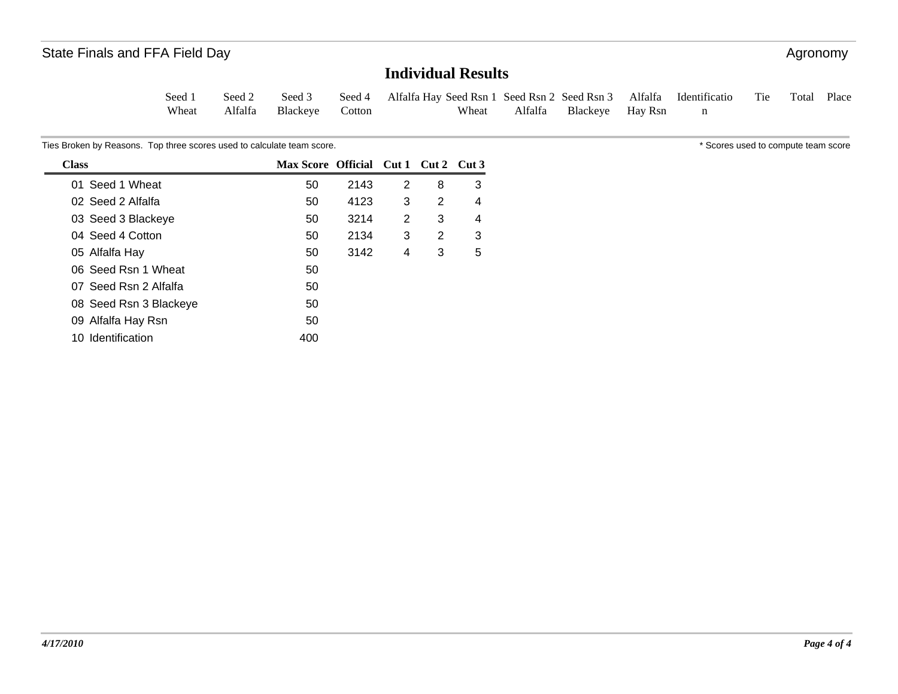## Individual Results

| Seed 1 Wheat | Seed 2 Alfalfa | Seed 3 Blackeye | Seed 4 Cotton | Alfalfa Hay | Seed Rsn 1 Wheat | Seed Rsn 2 Alfalfa | Seed Rsn 3 Blackeye | Alfalfa Hay Rsn | Identification | Tie | Total | Place |
|---|---|---|---|---|---|---|---|---|---|---|---|---|

Ties Broken by Reasons. Top three scores used to calculate team score.

* Scores used to compute team score

| Class | Max Score | Official | Cut 1 | Cut 2 | Cut 3 |
|---|---|---|---|---|---|
| 01 Seed 1 Wheat | 50 | 2143 | 2 | 8 | 3 |
| 02 Seed 2 Alfalfa | 50 | 4123 | 3 | 2 | 4 |
| 03 Seed 3 Blackeye | 50 | 3214 | 2 | 3 | 4 |
| 04 Seed 4 Cotton | 50 | 2134 | 3 | 2 | 3 |
| 05 Alfalfa Hay | 50 | 3142 | 4 | 3 | 5 |
| 06 Seed Rsn 1 Wheat | 50 | | | | |
| 07 Seed Rsn 2 Alfalfa | 50 | | | | |
| 08 Seed Rsn 3 Blackeye | 50 | | | | |
| 09 Alfalfa Hay Rsn | 50 | | | | |
| 10 Identification | 400 | | | | |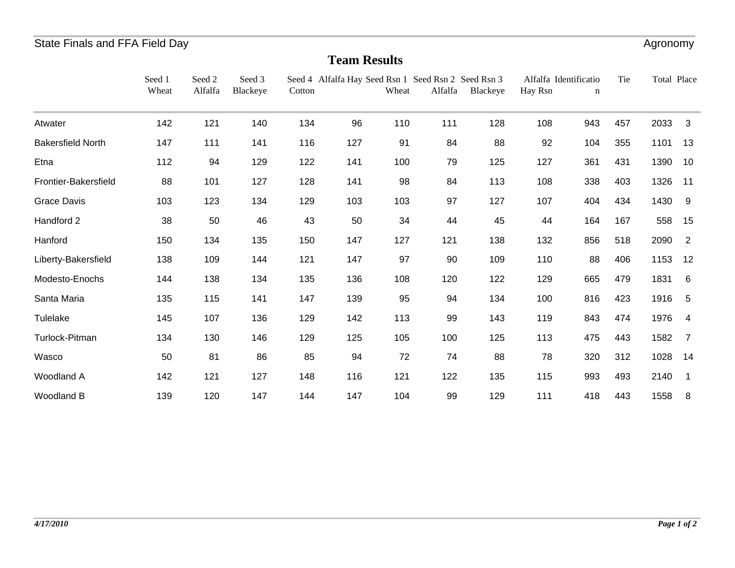State Finals and FFA Field Day — Agronomy

## Team Results

| | Seed 1 Wheat | Seed 2 Alfalfa | Seed 3 Blackeye | Seed 4 Cotton | Alfalfa Hay | Seed Rsn 1 Wheat | Seed Rsn 2 Alfalfa | Seed Rsn 3 Blackeye | Alfalfa Hay Rsn | Identification | Tie | Total | Place |
|---|---|---|---|---|---|---|---|---|---|---|---|---|---|
| Atwater | 142 | 121 | 140 | 134 | 96 | 110 | 111 | 128 | 108 | 943 | 457 | 2033 | 3 |
| Bakersfield North | 147 | 111 | 141 | 116 | 127 | 91 | 84 | 88 | 92 | 104 | 355 | 1101 | 13 |
| Etna | 112 | 94 | 129 | 122 | 141 | 100 | 79 | 125 | 127 | 361 | 431 | 1390 | 10 |
| Frontier-Bakersfield | 88 | 101 | 127 | 128 | 141 | 98 | 84 | 113 | 108 | 338 | 403 | 1326 | 11 |
| Grace Davis | 103 | 123 | 134 | 129 | 103 | 103 | 97 | 127 | 107 | 404 | 434 | 1430 | 9 |
| Handford 2 | 38 | 50 | 46 | 43 | 50 | 34 | 44 | 45 | 44 | 164 | 167 | 558 | 15 |
| Hanford | 150 | 134 | 135 | 150 | 147 | 127 | 121 | 138 | 132 | 856 | 518 | 2090 | 2 |
| Liberty-Bakersfield | 138 | 109 | 144 | 121 | 147 | 97 | 90 | 109 | 110 | 88 | 406 | 1153 | 12 |
| Modesto-Enochs | 144 | 138 | 134 | 135 | 136 | 108 | 120 | 122 | 129 | 665 | 479 | 1831 | 6 |
| Santa Maria | 135 | 115 | 141 | 147 | 139 | 95 | 94 | 134 | 100 | 816 | 423 | 1916 | 5 |
| Tulelake | 145 | 107 | 136 | 129 | 142 | 113 | 99 | 143 | 119 | 843 | 474 | 1976 | 4 |
| Turlock-Pitman | 134 | 130 | 146 | 129 | 125 | 105 | 100 | 125 | 113 | 475 | 443 | 1582 | 7 |
| Wasco | 50 | 81 | 86 | 85 | 94 | 72 | 74 | 88 | 78 | 320 | 312 | 1028 | 14 |
| Woodland A | 142 | 121 | 127 | 148 | 116 | 121 | 122 | 135 | 115 | 993 | 493 | 2140 | 1 |
| Woodland B | 139 | 120 | 147 | 144 | 147 | 104 | 99 | 129 | 111 | 418 | 443 | 1558 | 8 |

*4/17/2010*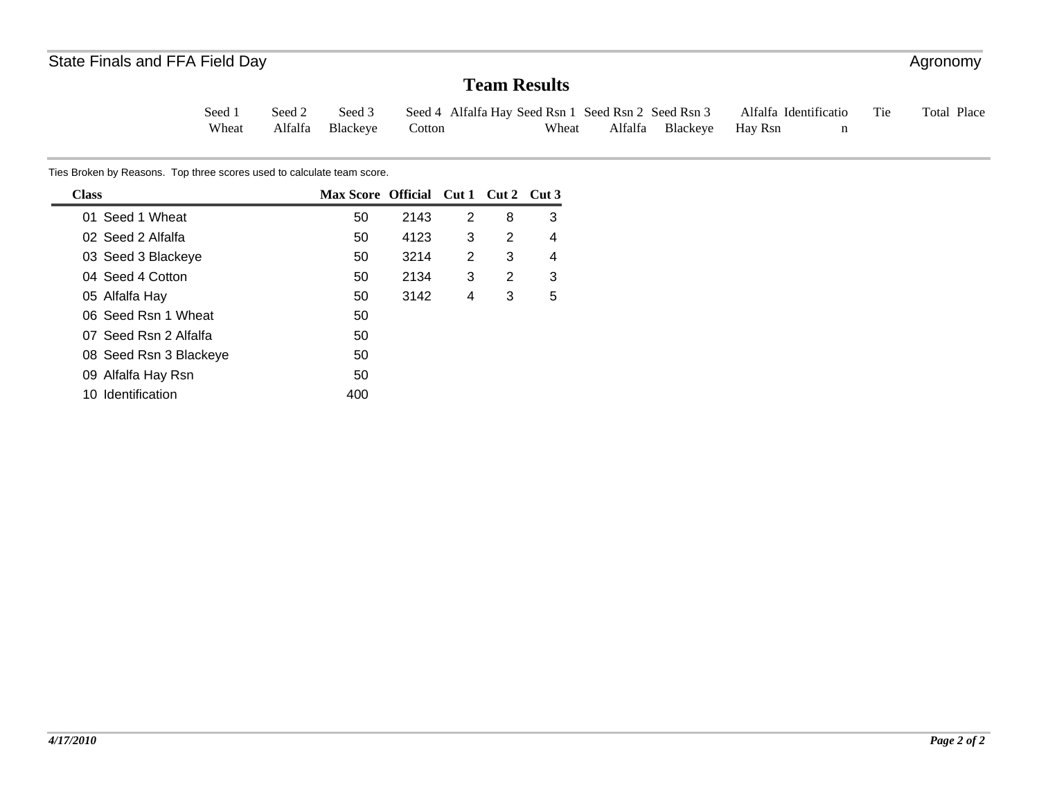State Finals and FFA Field Day — Agronomy

## Team Results

| Seed 1 Wheat | Seed 2 Alfalfa | Seed 3 Blackeye | Seed 4 Cotton | Alfalfa Hay | Seed Rsn 1 Wheat | Seed Rsn 2 Alfalfa | Seed Rsn 3 Blackeye | Alfalfa Hay Rsn | Identification | Tie | Total | Place |
|---|---|---|---|---|---|---|---|---|---|---|---|---|

Ties Broken by Reasons. Top three scores used to calculate team score.

| Class | Max Score | Official | Cut 1 | Cut 2 | Cut 3 |
|---|---|---|---|---|---|
| 01 Seed 1 Wheat | 50 | 2143 | 2 | 8 | 3 |
| 02 Seed 2 Alfalfa | 50 | 4123 | 3 | 2 | 4 |
| 03 Seed 3 Blackeye | 50 | 3214 | 2 | 3 | 4 |
| 04 Seed 4 Cotton | 50 | 2134 | 3 | 2 | 3 |
| 05 Alfalfa Hay | 50 | 3142 | 4 | 3 | 5 |
| 06 Seed Rsn 1 Wheat | 50 | | | | |
| 07 Seed Rsn 2 Alfalfa | 50 | | | | |
| 08 Seed Rsn 3 Blackeye | 50 | | | | |
| 09 Alfalfa Hay Rsn | 50 | | | | |
| 10 Identification | 400 | | | | |

*4/17/2010*